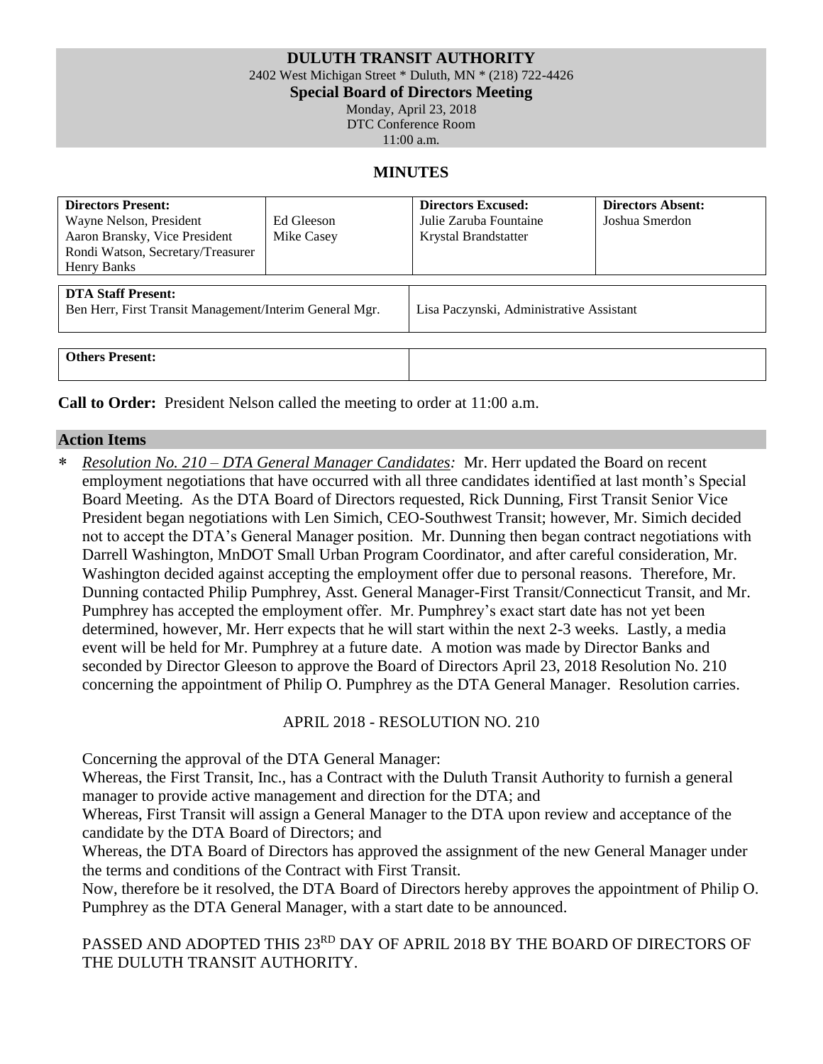**DULUTH TRANSIT AUTHORITY**

2402 West Michigan Street * Duluth, MN * (218) 722-4426

**Special Board of Directors Meeting**

Monday, April 23, 2018

DTC Conference Room

11:00 a.m.

## MINUTES

| **Directors Present:** | | **Directors Excused:** | **Directors Absent:** |
|---|---|---|---|
| Wayne Nelson, President | Ed Gleeson | Julie Zaruba Fountaine | Joshua Smerdon |
| Aaron Bransky, Vice President | Mike Casey | Krystal Brandstatter | |
| Rondi Watson, Secretary/Treasurer | | | |
| Henry Banks | | | |

| **DTA Staff Present:** | |
|---|---|
| Ben Herr, First Transit Management/Interim General Mgr. | Lisa Paczynski, Administrative Assistant |

| **Others Present:** | |
|---|---|
| | |

**Call to Order:** President Nelson called the meeting to order at 11:00 a.m.

### Action Items

* *Resolution No. 210 – DTA General Manager Candidates:* Mr. Herr updated the Board on recent employment negotiations that have occurred with all three candidates identified at last month's Special Board Meeting. As the DTA Board of Directors requested, Rick Dunning, First Transit Senior Vice President began negotiations with Len Simich, CEO-Southwest Transit; however, Mr. Simich decided not to accept the DTA's General Manager position. Mr. Dunning then began contract negotiations with Darrell Washington, MnDOT Small Urban Program Coordinator, and after careful consideration, Mr. Washington decided against accepting the employment offer due to personal reasons. Therefore, Mr. Dunning contacted Philip Pumphrey, Asst. General Manager-First Transit/Connecticut Transit, and Mr. Pumphrey has accepted the employment offer. Mr. Pumphrey's exact start date has not yet been determined, however, Mr. Herr expects that he will start within the next 2-3 weeks. Lastly, a media event will be held for Mr. Pumphrey at a future date. A motion was made by Director Banks and seconded by Director Gleeson to approve the Board of Directors April 23, 2018 Resolution No. 210 concerning the appointment of Philip O. Pumphrey as the DTA General Manager. Resolution carries.

APRIL 2018 - RESOLUTION NO. 210

Concerning the approval of the DTA General Manager:

Whereas, the First Transit, Inc., has a Contract with the Duluth Transit Authority to furnish a general manager to provide active management and direction for the DTA; and

Whereas, First Transit will assign a General Manager to the DTA upon review and acceptance of the candidate by the DTA Board of Directors; and

Whereas, the DTA Board of Directors has approved the assignment of the new General Manager under the terms and conditions of the Contract with First Transit.

Now, therefore be it resolved, the DTA Board of Directors hereby approves the appointment of Philip O. Pumphrey as the DTA General Manager, with a start date to be announced.

PASSED AND ADOPTED THIS 23RD DAY OF APRIL 2018 BY THE BOARD OF DIRECTORS OF THE DULUTH TRANSIT AUTHORITY.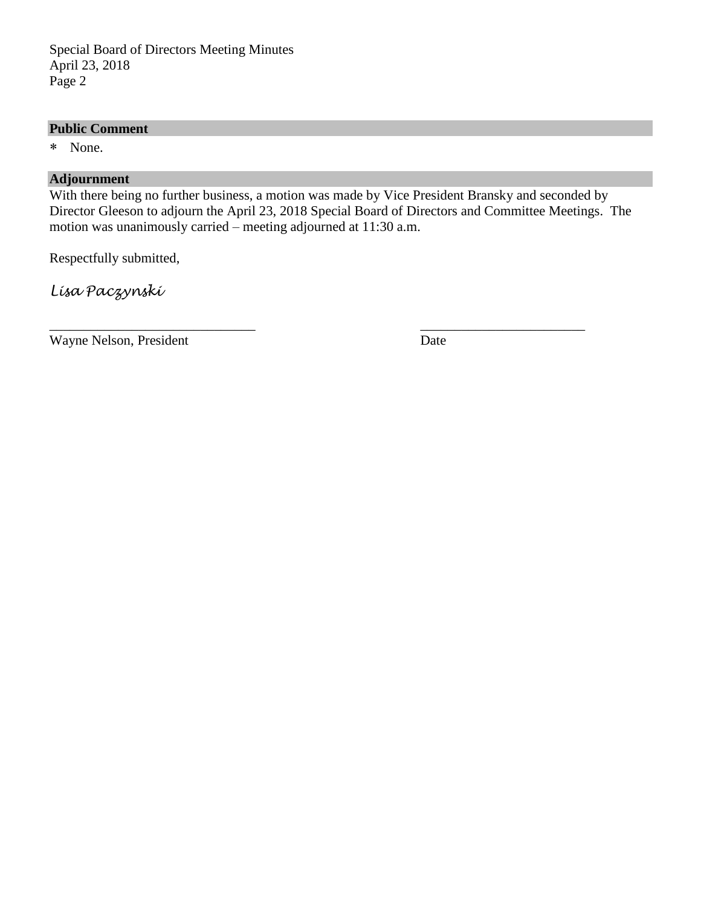## Public Comment

* None.

## Adjournment

With there being no further business, a motion was made by Vice President Bransky and seconded by Director Gleeson to adjourn the April 23, 2018 Special Board of Directors and Committee Meetings. The motion was unanimously carried – meeting adjourned at 11:30 a.m.

Respectfully submitted,

*Lisa Paczynski*

______________________________ ________________________

Wayne Nelson, President Date